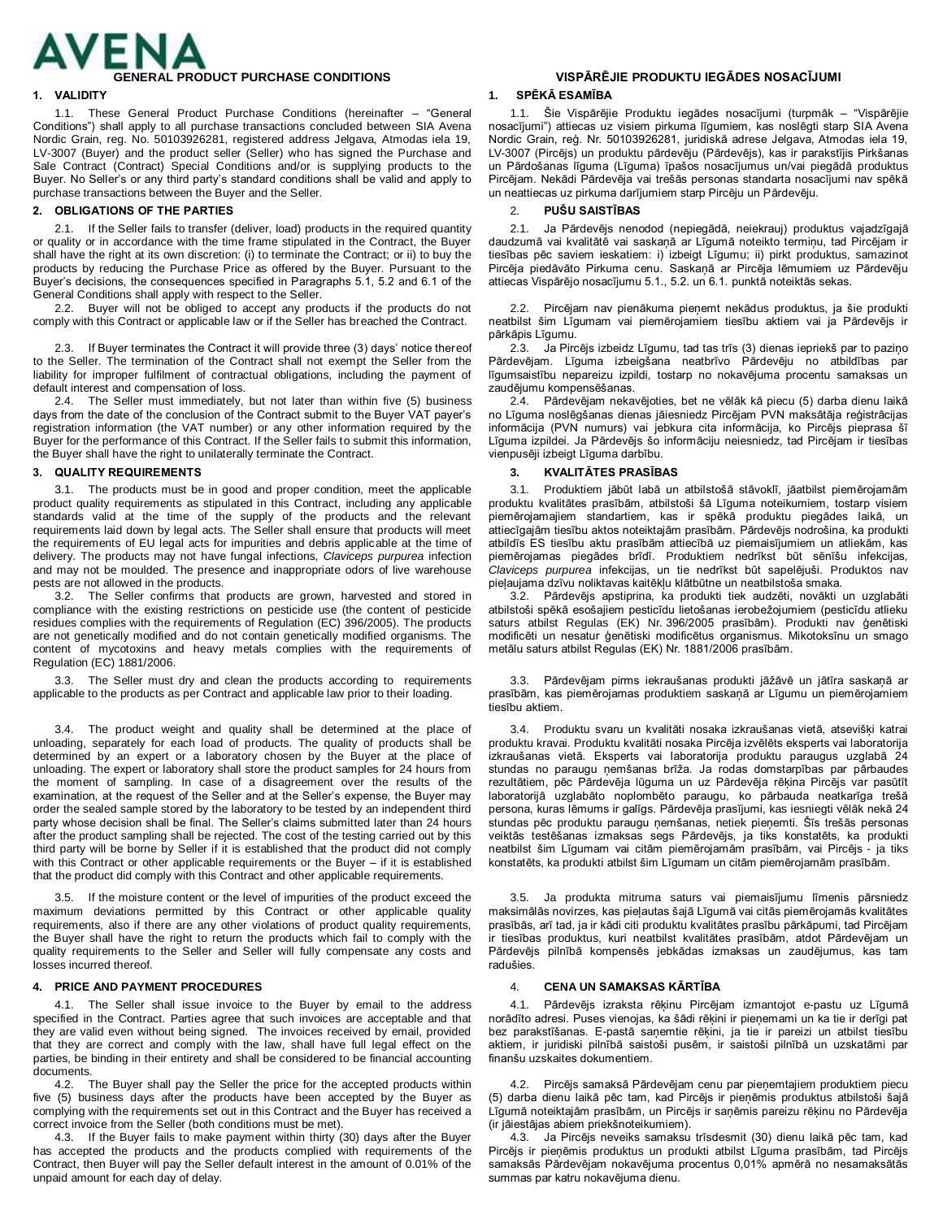# AVENA

## GENERAL PRODUCT PURCHASE CONDITIONS

### 1. VALIDITY

1.1. These General Product Purchase Conditions (hereinafter – "General Conditions") shall apply to all purchase transactions concluded between SIA Avena Nordic Grain, reg. No. 50103926281, registered address Jelgava, Atmodas iela 19, LV-3007 (Buyer) and the product seller (Seller) who has signed the Purchase and Sale Contract (Contract) Special Conditions and/or is supplying products to the Buyer. No Seller's or any third party's standard conditions shall be valid and apply to purchase transactions between the Buyer and the Seller.

### 2. OBLIGATIONS OF THE PARTIES

2.1. If the Seller fails to transfer (deliver, load) products in the required quantity or quality or in accordance with the time frame stipulated in the Contract, the Buyer shall have the right at its own discretion: (i) to terminate the Contract; or ii) to buy the products by reducing the Purchase Price as offered by the Buyer. Pursuant to the Buyer's decisions, the consequences specified in Paragraphs 5.1, 5.2 and 6.1 of the General Conditions shall apply with respect to the Seller.

2.2. Buyer will not be obliged to accept any products if the products do not comply with this Contract or applicable law or if the Seller has breached the Contract.

2.3. If Buyer terminates the Contract it will provide three (3) days' notice thereof to the Seller. The termination of the Contract shall not exempt the Seller from the liability for improper fulfilment of contractual obligations, including the payment of default interest and compensation of loss.

2.4. The Seller must immediately, but not later than within five (5) business days from the date of the conclusion of the Contract submit to the Buyer VAT payer's registration information (the VAT number) or any other information required by the Buyer for the performance of this Contract. If the Seller fails to submit this information, the Buyer shall have the right to unilaterally terminate the Contract.

### 3. QUALITY REQUIREMENTS

3.1. The products must be in good and proper condition, meet the applicable product quality requirements as stipulated in this Contract, including any applicable standards valid at the time of the supply of the products and the relevant requirements laid down by legal acts. The Seller shall ensure that products will meet the requirements of EU legal acts for impurities and debris applicable at the time of delivery. The products may not have fungal infections, *Claviceps purpurea* infection and may not be moulded. The presence and inappropriate odors of live warehouse pests are not allowed in the products.

3.2. The Seller confirms that products are grown, harvested and stored in compliance with the existing restrictions on pesticide use (the content of pesticide residues complies with the requirements of Regulation (EC) 396/2005). The products are not genetically modified and do not contain genetically modified organisms. The content of mycotoxins and heavy metals complies with the requirements of Regulation (EC) 1881/2006.

3.3. The Seller must dry and clean the products according to requirements applicable to the products as per Contract and applicable law prior to their loading.

3.4. The product weight and quality shall be determined at the place of unloading, separately for each load of products. The quality of products shall be determined by an expert or a laboratory chosen by the Buyer at the place of unloading. The expert or laboratory shall store the product samples for 24 hours from the moment of sampling. In case of a disagreement over the results of the examination, at the request of the Seller and at the Seller's expense, the Buyer may order the sealed sample stored by the laboratory to be tested by an independent third party whose decision shall be final. The Seller's claims submitted later than 24 hours after the product sampling shall be rejected. The cost of the testing carried out by this third party will be borne by Seller if it is established that the product did not comply with this Contract or other applicable requirements or the Buyer – if it is established that the product did comply with this Contract and other applicable requirements.

3.5. If the moisture content or the level of impurities of the product exceed the maximum deviations permitted by this Contract or other applicable quality requirements, also if there are any other violations of product quality requirements, the Buyer shall have the right to return the products which fail to comply with the quality requirements to the Seller and Seller will fully compensate any costs and losses incurred thereof.

### 4. PRICE AND PAYMENT PROCEDURES

4.1. The Seller shall issue invoice to the Buyer by email to the address specified in the Contract. Parties agree that such invoices are acceptable and that they are valid even without being signed. The invoices received by email, provided that they are correct and comply with the law, shall have full legal effect on the parties, be binding in their entirety and shall be considered to be financial accounting documents.

4.2. The Buyer shall pay the Seller the price for the accepted products within five (5) business days after the products have been accepted by the Buyer as complying with the requirements set out in this Contract and the Buyer has received a correct invoice from the Seller (both conditions must be met).

4.3. If the Buyer fails to make payment within thirty (30) days after the Buyer has accepted the products and the products complied with requirements of the Contract, then Buyer will pay the Seller default interest in the amount of 0.01% of the unpaid amount for each day of delay.

## VISPĀRĒJIE PRODUKTU IEGĀDES NOSACĪJUMI

### 1. SPĒKĀ ESAMĪBA

1.1. Šie Vispārējie Produktu iegādes nosacījumi (turpmāk – "Vispārējie nosacījumi") attiecas uz visiem pirkuma līgumiem, kas noslēgti starp SIA Avena Nordic Grain, reģ. Nr. 50103926281, juridiskā adrese Jelgava, Atmodas iela 19, LV-3007 (Pircējs) un produktu pārdevēju (Pārdevējs), kas ir parakstījis Pirkšanas un Pārdošanas līguma (Līguma) īpašos nosacījumus un/vai piegādā produktus Pircējam. Nekādi Pārdevēja vai trešās personas standarta nosacījumi nav spēkā un neattiecas uz pirkuma darījumiem starp Pircēju un Pārdevēju.

### 2. PUŠU SAISTĪBAS

2.1. Ja Pārdevējs nenodod (nepiegādā, neiekrauj) produktus vajadzīgajā daudzumā vai kvalitātē vai saskaņā ar Līgumā noteikto termiņu, tad Pircējam ir tiesības pēc saviem ieskatiem: i) izbeigt Līgumu; ii) pirkt produktus, samazinot Pircēja piedāvāto Pirkuma cenu. Saskaņā ar Pircēja lēmumiem uz Pārdevēju attiecas Vispārējo nosacījumu 5.1., 5.2. un 6.1. punktā noteiktās sekas.

2.2. Pircējam nav pienākuma pieņemt nekādus produktus, ja šie produkti neatbilst šim Līgumam vai piemērojamiem tiesību aktiem vai ja Pārdevējs ir pārkāpis Līgumu.

2.3. Ja Pircējs izbeidz Līgumu, tad tas trīs (3) dienas iepriekš par to paziņo Pārdevējam. Līguma izbeigšana neatbrīvo Pārdevēju no atbildības par līgumsaistību nepareizu izpildi, tostarp no nokavējuma procentu samaksas un zaudējumu kompensēšanas.

2.4. Pārdevējam nekavējoties, bet ne vēlāk kā piecu (5) darba dienu laikā no Līguma noslēgšanas dienas jāiesniedz Pircējam PVN maksātāja reģistrācijas informācija (PVN numurs) vai jebkura cita informācija, ko Pircējs pieprasa šī Līguma izpildei. Ja Pārdevējs šo informāciju neiesniedz, tad Pircējam ir tiesības vienpusēji izbeigt Līguma darbību.

### 3. KVALITĀTES PRASĪBAS

3.1. Produktiem jābūt labā un atbilstošā stāvoklī, jāatbilst piemērojamām produktu kvalitātes prasībām, atbilstoši šā Līguma noteikumiem, tostarp visiem piemērojamajiem standartiem, kas ir spēkā produktu piegādes laikā, un attiecīgajām tiesību aktos noteiktajām prasībām. Pārdevējs nodrošina, ka produkti atbildīs ES tiesību aktu prasībām attiecībā uz piemaisījumiem un atliekām, kas piemērojamas piegādes brīdī. Produktiem nedrīkst būt sēnīšu infekcijas, *Claviceps purpurea* infekcijas, un tie nedrīkst būt sapelējuši. Produktos nav pieļaujama dzīvu noliktavas kaitēkļu klātbūtne un neatbilstoša smaka.

3.2. Pārdevējs apstiprina, ka produkti tiek audzēti, novākti un uzglabāti atbilstoši spēkā esošajiem pesticīdu lietošanas ierobežojumiem (pesticīdu atlieku saturs atbilst Regulas (EK) Nr. 396/2005 prasībām). Produkti nav ģenētiski modificēti un nesatur ģenētiski modificētus organismus. Mikotoksīnu un smago metālu saturs atbilst Regulas (EK) Nr. 1881/2006 prasībām.

3.3. Pārdevējam pirms iekraušanas produkti jāžāvē un jātīra saskaņā ar prasībām, kas piemērojamas produktiem saskaņā ar Līgumu un piemērojamiem tiesību aktiem.

3.4. Produktu svaru un kvalitāti nosaka izkraušanas vietā, atsevišķi katrai produktu kravai. Produktu kvalitāti nosaka Pircēja izvēlēts eksperts vai laboratorija izkraušanas vietā. Eksperts vai laboratorija produktu paraugus uzglabā 24 stundas no paraugu ņemšanas brīža. Ja rodas domstarpības par pārbaudes rezultātiem, pēc Pārdevēja lūguma un uz Pārdevēja rēķina Pircējs var pasūtīt laboratorijā uzglabāto noplombēto paraugu, ko pārbauda neatkarīga trešā persona, kuras lēmums ir galīgs. Pārdevēja prasījumi, kas iesniegti vēlāk nekā 24 stundas pēc produktu paraugu ņemšanas, netiek pieņemti. Šīs trešās personas veiktās testēšanas izmaksas sedz Pārdevējs, ja tiks konstatēts, ka produkti neatbilst šim Līgumam vai citām piemērojamām prasībām, vai Pircējs - ja tiks konstatēts, ka produkti atbilst šim Līgumam un citām piemērojamām prasībām.

3.5. Ja produkta mitruma saturs vai piemaisījumu līmenis pārsniedz maksimālās novirzes, kas pieļautas šajā Līgumā vai citās piemērojamās kvalitātes prasībās, arī tad, ja ir kādi citi produktu kvalitātes prasību pārkāpumi, tad Pircējam ir tiesības produktus, kuri neatbilst kvalitātes prasībām, atdot Pārdevējam un Pārdevējs pilnībā kompensēs jebkādas izmaksas un zaudējumus, kas tam radušies.

### 4. CENA UN SAMAKSAS KĀRTĪBA

4.1. Pārdevējs izraksta rēķinu Pircējam izmantojot e-pastu uz Līgumā norādīto adresi. Puses vienojas, ka šādi rēķini ir pieņemami un ka tie ir derīgi pat bez parakstīšanas. E-pastā saņemtie rēķini, ja tie ir pareizi un atbilst tiesību aktiem, ir juridiski pilnībā saistoši pusēm, ir saistoši pilnībā un uzskatāmi par finanšu uzskaites dokumentiem.

4.2. Pircējs samaksā Pārdevējam cenu par pieņemtajiem produktiem piecu (5) darba dienu laikā pēc tam, kad Pircējs ir pieņēmis produktus atbilstoši šajā Līgumā noteiktajām prasībām, un Pircējs ir saņēmis pareizu rēķinu no Pārdevēja (ir jāiestājas abiem priekšnoteikumiem).

4.3. Ja Pircējs neveiks samaksu trīsdesmit (30) dienu laikā pēc tam, kad Pircējs ir pieņēmis produktus un produkti atbilst Līguma prasībām, tad Pircējs samaksās Pārdevējam nokavējuma procentus 0,01% apmērā no nesamaksātās summas par katru nokavējuma dienu.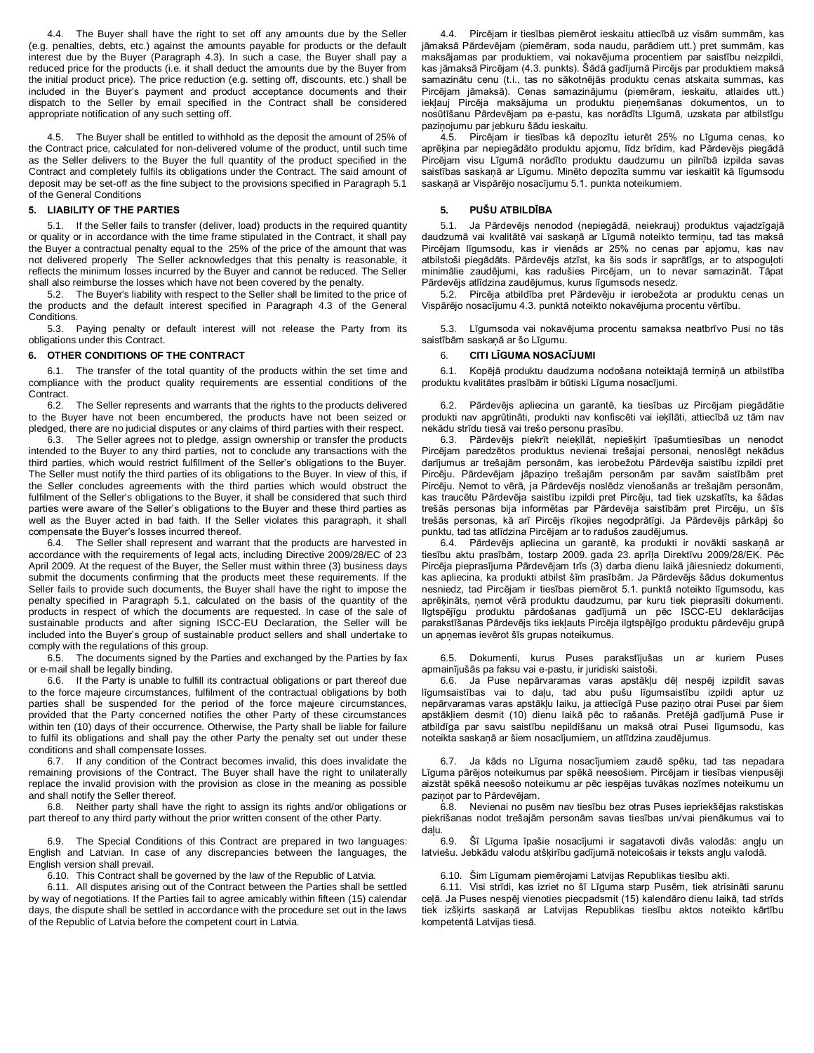4.4. The Buyer shall have the right to set off any amounts due by the Seller (e.g. penalties, debts, etc.) against the amounts payable for products or the default interest due by the Buyer (Paragraph 4.3). In such a case, the Buyer shall pay a reduced price for the products (i.e. it shall deduct the amounts due by the Buyer from the initial product price). The price reduction (e.g. setting off, discounts, etc.) shall be included in the Buyer's payment and product acceptance documents and their dispatch to the Seller by email specified in the Contract shall be considered appropriate notification of any such setting off.

4.5. The Buyer shall be entitled to withhold as the deposit the amount of 25% of the Contract price, calculated for non-delivered volume of the product, until such time as the Seller delivers to the Buyer the full quantity of the product specified in the Contract and completely fulfils its obligations under the Contract. The said amount of deposit may be set-off as the fine subject to the provisions specified in Paragraph 5.1 of the General Conditions

## 5. LIABILITY OF THE PARTIES

5.1. If the Seller fails to transfer (deliver, load) products in the required quantity or quality or in accordance with the time frame stipulated in the Contract, it shall pay the Buyer a contractual penalty equal to the 25% of the price of the amount that was not delivered properly The Seller acknowledges that this penalty is reasonable, it reflects the minimum losses incurred by the Buyer and cannot be reduced. The Seller shall also reimburse the losses which have not been covered by the penalty.

5.2. The Buyer's liability with respect to the Seller shall be limited to the price of the products and the default interest specified in Paragraph 4.3 of the General Conditions.

5.3. Paying penalty or default interest will not release the Party from its obligations under this Contract.

## 6. OTHER CONDITIONS OF THE CONTRACT

6.1. The transfer of the total quantity of the products within the set time and compliance with the product quality requirements are essential conditions of the Contract.

6.2. The Seller represents and warrants that the rights to the products delivered to the Buyer have not been encumbered, the products have not been seized or pledged, there are no judicial disputes or any claims of third parties with their respect.

6.3. The Seller agrees not to pledge, assign ownership or transfer the products intended to the Buyer to any third parties, not to conclude any transactions with the third parties, which would restrict fulfillment of the Seller's obligations to the Buyer. The Seller must notify the third parties of its obligations to the Buyer. In view of this, if the Seller concludes agreements with the third parties which would obstruct the fulfilment of the Seller's obligations to the Buyer, it shall be considered that such third parties were aware of the Seller's obligations to the Buyer and these third parties as well as the Buyer acted in bad faith. If the Seller violates this paragraph, it shall compensate the Buyer's losses incurred thereof.

6.4. The Seller shall represent and warrant that the products are harvested in accordance with the requirements of legal acts, including Directive 2009/28/EC of 23 April 2009. At the request of the Buyer, the Seller must within three (3) business days submit the documents confirming that the products meet these requirements. If the Seller fails to provide such documents, the Buyer shall have the right to impose the penalty specified in Paragraph 5.1, calculated on the basis of the quantity of the products in respect of which the documents are requested. In case of the sale of sustainable products and after signing ISCC-EU Declaration, the Seller will be included into the Buyer's group of sustainable product sellers and shall undertake to comply with the regulations of this group.

6.5. The documents signed by the Parties and exchanged by the Parties by fax or e-mail shall be legally binding.

6.6. If the Party is unable to fulfill its contractual obligations or part thereof due to the force majeure circumstances, fulfilment of the contractual obligations by both parties shall be suspended for the period of the force majeure circumstances, provided that the Party concerned notifies the other Party of these circumstances within ten (10) days of their occurrence. Otherwise, the Party shall be liable for failure to fulfil its obligations and shall pay the other Party the penalty set out under these conditions and shall compensate losses.

6.7. If any condition of the Contract becomes invalid, this does invalidate the remaining provisions of the Contract. The Buyer shall have the right to unilaterally replace the invalid provision with the provision as close in the meaning as possible and shall notify the Seller thereof.

6.8. Neither party shall have the right to assign its rights and/or obligations or part thereof to any third party without the prior written consent of the other Party.

6.9. The Special Conditions of this Contract are prepared in two languages: English and Latvian. In case of any discrepancies between the languages, the English version shall prevail.

6.10. This Contract shall be governed by the law of the Republic of Latvia.

6.11. All disputes arising out of the Contract between the Parties shall be settled by way of negotiations. If the Parties fail to agree amicably within fifteen (15) calendar days, the dispute shall be settled in accordance with the procedure set out in the laws of the Republic of Latvia before the competent court in Latvia.

4.4. Pircējam ir tiesības piemērot ieskaitu attiecībā uz visām summām, kas jāmaksā Pārdevējam (piemēram, soda naudu, parādiem utt.) pret summām, kas maksājamas par produktiem, vai nokavējuma procentiem par saistību neizpildi, kas jāmaksā Pircējam (4.3. punkts). Šādā gadījumā Pircējs par produktiem maksā samazinātu cenu (t.i., tas no sākotnējās produktu cenas atskaita summas, kas Pircējam jāmaksā). Cenas samazinājumu (piemēram, ieskaitu, atlaides utt.) iekļauj Pircēja maksājuma un produktu pieņemšanas dokumentos, un to nosūtīšanu Pārdevējam pa e-pastu, kas norādīts Līgumā, uzskata par atbilstīgu paziņojumu par jebkuru šādu ieskaitu.

4.5. Pircējam ir tiesības kā depozītu ieturēt 25% no Līguma cenas, ko aprēķina par nepiegādāto produktu apjomu, līdz brīdim, kad Pārdevējs piegādā Pircējam visu Līgumā norādīto produktu daudzumu un pilnībā izpilda savas saistības saskaņā ar Līgumu. Minēto depozīta summu var ieskaitīt kā līgumsodu saskaņā ar Vispārējo nosacījumu 5.1. punkta noteikumiem.

## 5. PUŠU ATBILDĪBA

5.1. Ja Pārdevējs nenodod (nepiegādā, neiekrauj) produktus vajadzīgajā daudzumā vai kvalitātē vai saskaņā ar Līgumā noteikto termiņu, tad tas maksā Pircējam līgumsodu, kas ir vienāds ar 25% no cenas par apjomu, kas nav atbilstoši piegādāts. Pārdevējs atzīst, ka šis sods ir saprātīgs, ar to atspoguļoti minimālie zaudējumi, kas radušies Pircējam, un to nevar samazināt. Tāpat Pārdevējs atlīdzina zaudējumus, kurus līgumsods nesedz.

5.2. Pircēja atbildība pret Pārdevēju ir ierobežota ar produktu cenas un Vispārējo nosacījumu 4.3. punktā noteikto nokavējuma procentu vērtību.

5.3. Līgumsoda vai nokavējuma procentu samaksa neatbrīvo Pusi no tās saistībām saskaņā ar šo Līgumu.

## 6. CITI LĪGUMA NOSACĪJUMI

6.1. Kopējā produktu daudzuma nodošana noteiktajā termiņā un atbilstība produktu kvalitātes prasībām ir būtiski Līguma nosacījumi.

6.2. Pārdevējs apliecina un garantē, ka tiesības uz Pircējam piegādātie produkti nav apgrūtināti, produkti nav konfiscēti vai ieķīlāti, attiecībā uz tām nav nekādu strīdu tiesā vai trešo personu prasību.

6.3. Pārdevējs piekrīt neieķīlāt, nepiešķirt īpašumtiesības un nenodot Pircējam paredzētos produktus nevienai trešajai personai, nenoslēgt nekādus darījumus ar trešajām personām, kas ierobežotu Pārdevēja saistību izpildi pret Pircēju. Pārdevējam jāpaziņo trešajām personām par savām saistībām pret Pircēju. Ņemot to vērā, ja Pārdevējs noslēdz vienošanās ar trešajām personām, kas traucētu Pārdevēja saistību izpildi pret Pircēju, tad tiek uzskatīts, ka šādas trešās personas bija informētas par Pārdevēja saistībām pret Pircēju, un šīs trešās personas, kā arī Pircējs rīkojies negodprātīgi. Ja Pārdevējs pārkāpj šo punktu, tad tas atlīdzina Pircējam ar to radušos zaudējumus.

6.4. Pārdevējs apliecina un garantē, ka produkti ir novākti saskaņā ar tiesību aktu prasībām, tostarp 2009. gada 23. aprīļa Direktīvu 2009/28/EK. Pēc Pircēja pieprasījuma Pārdevējam trīs (3) darba dienu laikā jāiesniedz dokumenti, kas apliecina, ka produkti atbilst šīm prasībām. Ja Pārdevējs šādus dokumentus nesniedz, tad Pircējam ir tiesības piemērot 5.1. punktā noteikto līgumsodu, kas aprēķināts, ņemot vērā produktu daudzumu, par kuru tiek pieprasīti dokumenti. Ilgtspējīgu produktu pārdošanas gadījumā un pēc ISCC-EU deklarācijas parakstīšanas Pārdevējs tiks iekļauts Pircēja ilgtspējīgo produktu pārdevēju grupā un apņemas ievērot šīs grupas noteikumus.

6.5. Dokumenti, kurus Puses parakstījušas un ar kuriem Puses apmainījušās pa faksu vai e-pastu, ir juridiski saistoši.

6.6. Ja Puse nepārvaramas varas apstākļu dēļ nespēj izpildīt savas līgumsaistības vai to daļu, tad abu pušu līgumsaistību izpildi aptur uz nepārvaramas varas apstākļu laiku, ja attiecīgā Puse paziņo otrai Pusei par šiem apstākļiem desmit (10) dienu laikā pēc to rašanās. Pretējā gadījumā Puse ir atbildīga par savu saistību nepildīšanu un maksā otrai Pusei līgumsodu, kas noteikta saskaņā ar šiem nosacījumiem, un atlīdzina zaudējumus.

6.7. Ja kāds no Līguma nosacījumiem zaudē spēku, tad tas nepadara Līguma pārējos noteikumus par spēkā neesošiem. Pircējam ir tiesības vienpusēji aizstāt spēkā neesošo noteikumu ar pēc iespējas tuvākas nozīmes noteikumu un paziņot par to Pārdevējam.

6.8. Nevienai no pusēm nav tiesību bez otras Puses iepriekšējas rakstiskas piekrišanas nodot trešajām personām savas tiesības un/vai pienākumus vai to daļu.

6.9. Šī Līguma īpašie nosacījumi ir sagatavoti divās valodās: angļu un latviešu. Jebkādu valodu atšķirību gadījumā noteicošais ir teksts angļu valodā.

6.10. Šim Līgumam piemērojami Latvijas Republikas tiesību akti.

6.11. Visi strīdi, kas izriet no šī Līguma starp Pusēm, tiek atrisināti sarunu ceļā. Ja Puses nespēj vienoties piecpadsmit (15) kalendāro dienu laikā, tad strīds tiek izšķirts saskaņā ar Latvijas Republikas tiesību aktos noteikto kārtību kompetentā Latvijas tiesā.